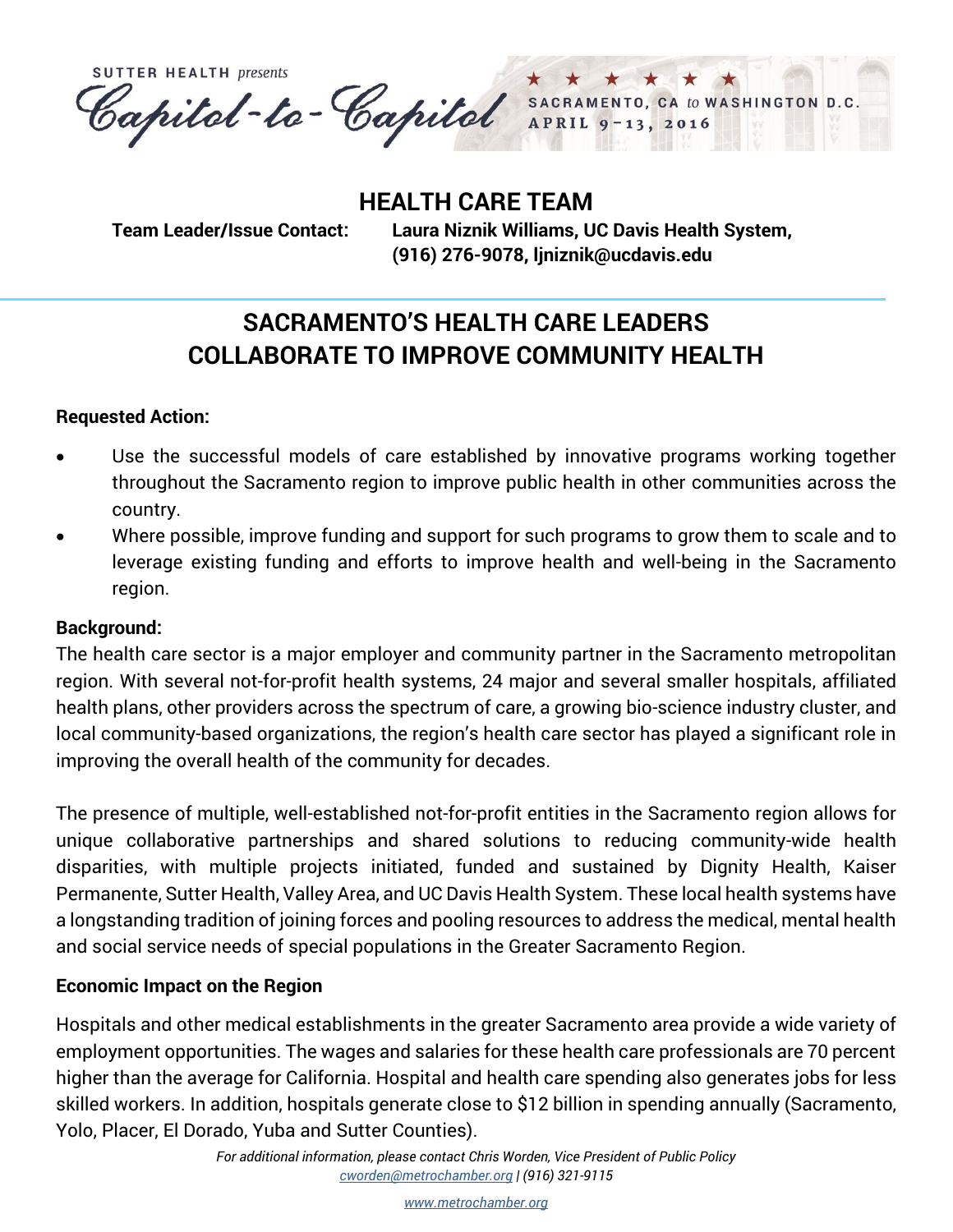SUTTER HEALTH *presents*

# Capitol-to-Capitol

SACRAMENTO, CA *to* WASHINGTON D.C.
APRIL 9–13, 2016

## HEALTH CARE TEAM

**Team Leader/Issue Contact:** **Laura Niznik Williams, UC Davis Health System, (916) 276-9078, ljniznik@ucdavis.edu**

## SACRAMENTO'S HEALTH CARE LEADERS COLLABORATE TO IMPROVE COMMUNITY HEALTH

**Requested Action:**

- Use the successful models of care established by innovative programs working together throughout the Sacramento region to improve public health in other communities across the country.
- Where possible, improve funding and support for such programs to grow them to scale and to leverage existing funding and efforts to improve health and well-being in the Sacramento region.

**Background:**

The health care sector is a major employer and community partner in the Sacramento metropolitan region. With several not-for-profit health systems, 24 major and several smaller hospitals, affiliated health plans, other providers across the spectrum of care, a growing bio-science industry cluster, and local community-based organizations, the region's health care sector has played a significant role in improving the overall health of the community for decades.

The presence of multiple, well-established not-for-profit entities in the Sacramento region allows for unique collaborative partnerships and shared solutions to reducing community-wide health disparities, with multiple projects initiated, funded and sustained by Dignity Health, Kaiser Permanente, Sutter Health, Valley Area, and UC Davis Health System. These local health systems have a longstanding tradition of joining forces and pooling resources to address the medical, mental health and social service needs of special populations in the Greater Sacramento Region.

**Economic Impact on the Region**

Hospitals and other medical establishments in the greater Sacramento area provide a wide variety of employment opportunities. The wages and salaries for these health care professionals are 70 percent higher than the average for California. Hospital and health care spending also generates jobs for less skilled workers. In addition, hospitals generate close to $12 billion in spending annually (Sacramento, Yolo, Placer, El Dorado, Yuba and Sutter Counties).

*For additional information, please contact Chris Worden, Vice President of Public Policy*
*cworden@metrochamber.org | (916) 321-9115*

www.metrochamber.org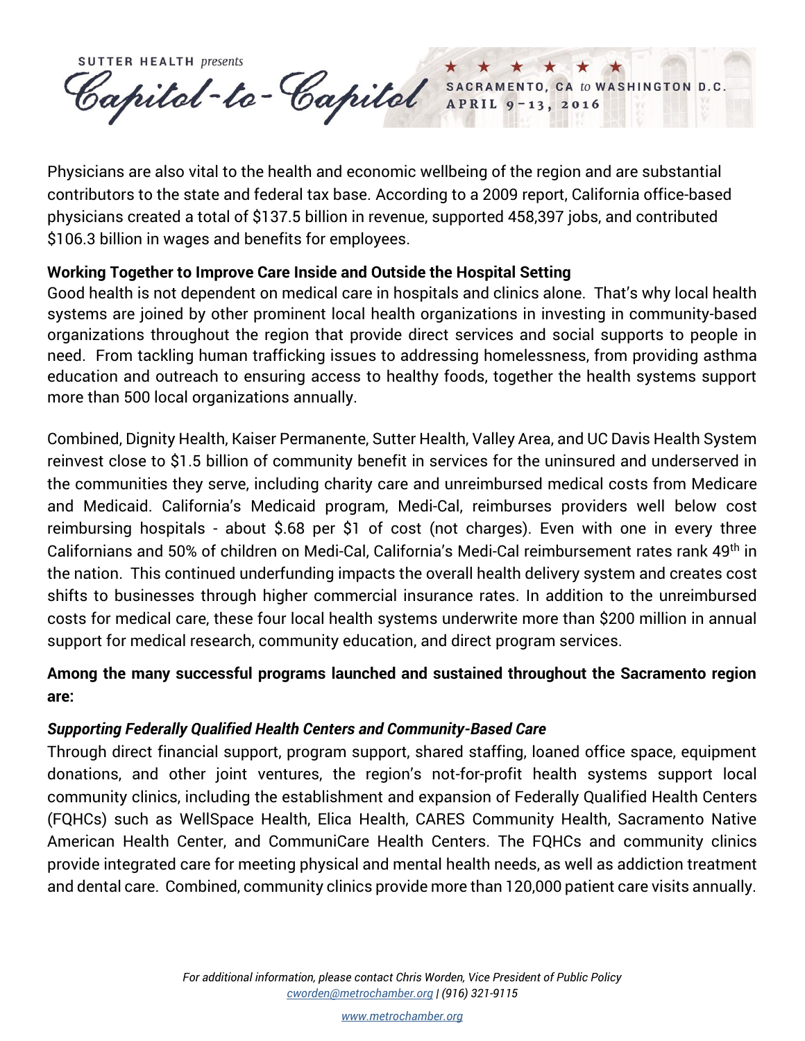Physicians are also vital to the health and economic wellbeing of the region and are substantial contributors to the state and federal tax base. According to a 2009 report, California office-based physicians created a total of $137.5 billion in revenue, supported 458,397 jobs, and contributed $106.3 billion in wages and benefits for employees.

**Working Together to Improve Care Inside and Outside the Hospital Setting**

Good health is not dependent on medical care in hospitals and clinics alone. That's why local health systems are joined by other prominent local health organizations in investing in community-based organizations throughout the region that provide direct services and social supports to people in need. From tackling human trafficking issues to addressing homelessness, from providing asthma education and outreach to ensuring access to healthy foods, together the health systems support more than 500 local organizations annually.

Combined, Dignity Health, Kaiser Permanente, Sutter Health, Valley Area, and UC Davis Health System reinvest close to $1.5 billion of community benefit in services for the uninsured and underserved in the communities they serve, including charity care and unreimbursed medical costs from Medicare and Medicaid. California's Medicaid program, Medi-Cal, reimburses providers well below cost reimbursing hospitals - about $.68 per $1 of cost (not charges). Even with one in every three Californians and 50% of children on Medi-Cal, California's Medi-Cal reimbursement rates rank 49th in the nation. This continued underfunding impacts the overall health delivery system and creates cost shifts to businesses through higher commercial insurance rates. In addition to the unreimbursed costs for medical care, these four local health systems underwrite more than $200 million in annual support for medical research, community education, and direct program services.

**Among the many successful programs launched and sustained throughout the Sacramento region are:**

***Supporting Federally Qualified Health Centers and Community-Based Care***

Through direct financial support, program support, shared staffing, loaned office space, equipment donations, and other joint ventures, the region's not-for-profit health systems support local community clinics, including the establishment and expansion of Federally Qualified Health Centers (FQHCs) such as WellSpace Health, Elica Health, CARES Community Health, Sacramento Native American Health Center, and CommuniCare Health Centers. The FQHCs and community clinics provide integrated care for meeting physical and mental health needs, as well as addiction treatment and dental care. Combined, community clinics provide more than 120,000 patient care visits annually.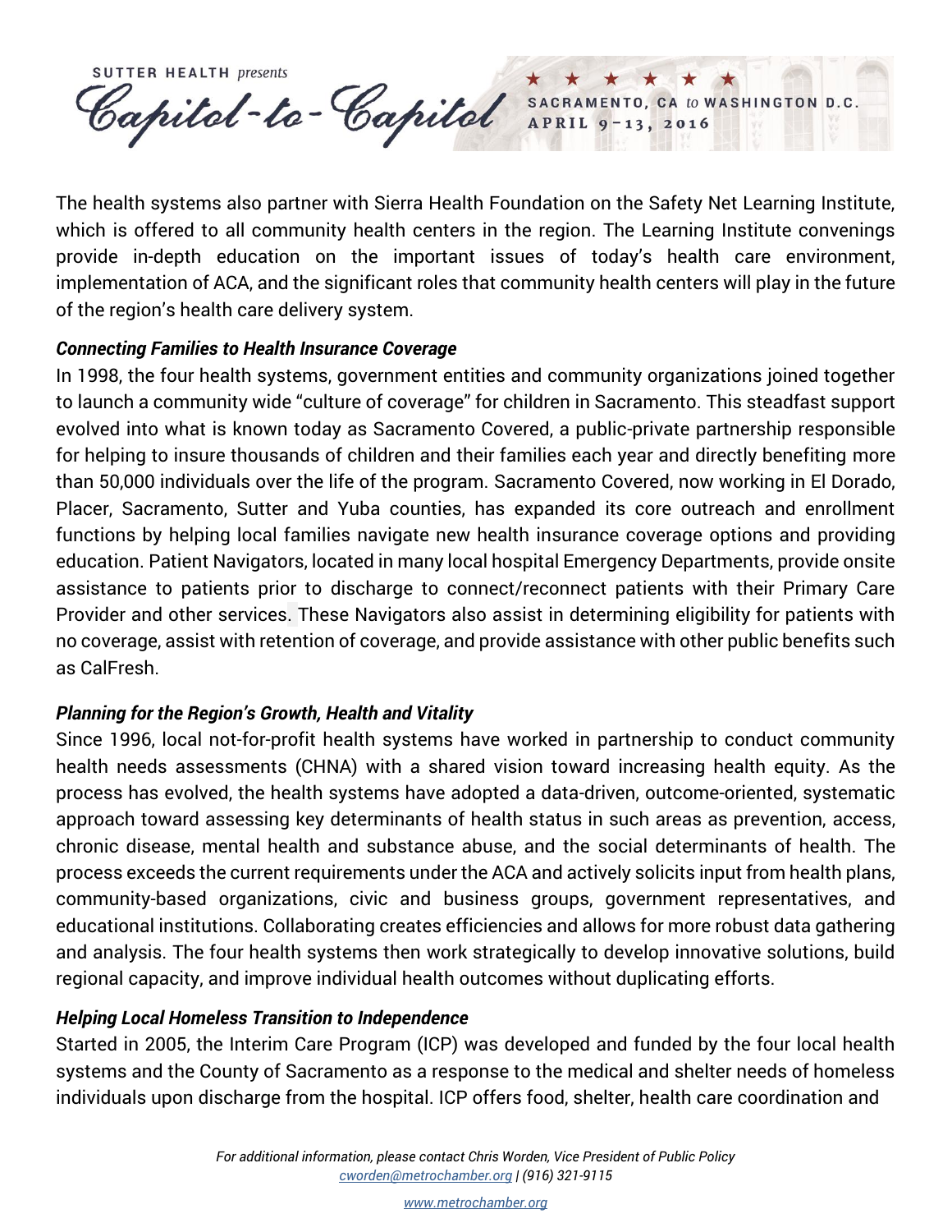The health systems also partner with Sierra Health Foundation on the Safety Net Learning Institute, which is offered to all community health centers in the region. The Learning Institute convenings provide in-depth education on the important issues of today's health care environment, implementation of ACA, and the significant roles that community health centers will play in the future of the region's health care delivery system.

***Connecting Families to Health Insurance Coverage***

In 1998, the four health systems, government entities and community organizations joined together to launch a community wide "culture of coverage" for children in Sacramento. This steadfast support evolved into what is known today as Sacramento Covered, a public-private partnership responsible for helping to insure thousands of children and their families each year and directly benefiting more than 50,000 individuals over the life of the program. Sacramento Covered, now working in El Dorado, Placer, Sacramento, Sutter and Yuba counties, has expanded its core outreach and enrollment functions by helping local families navigate new health insurance coverage options and providing education. Patient Navigators, located in many local hospital Emergency Departments, provide onsite assistance to patients prior to discharge to connect/reconnect patients with their Primary Care Provider and other services. These Navigators also assist in determining eligibility for patients with no coverage, assist with retention of coverage, and provide assistance with other public benefits such as CalFresh.

***Planning for the Region's Growth, Health and Vitality***

Since 1996, local not-for-profit health systems have worked in partnership to conduct community health needs assessments (CHNA) with a shared vision toward increasing health equity. As the process has evolved, the health systems have adopted a data-driven, outcome-oriented, systematic approach toward assessing key determinants of health status in such areas as prevention, access, chronic disease, mental health and substance abuse, and the social determinants of health. The process exceeds the current requirements under the ACA and actively solicits input from health plans, community-based organizations, civic and business groups, government representatives, and educational institutions. Collaborating creates efficiencies and allows for more robust data gathering and analysis. The four health systems then work strategically to develop innovative solutions, build regional capacity, and improve individual health outcomes without duplicating efforts.

***Helping Local Homeless Transition to Independence***

Started in 2005, the Interim Care Program (ICP) was developed and funded by the four local health systems and the County of Sacramento as a response to the medical and shelter needs of homeless individuals upon discharge from the hospital. ICP offers food, shelter, health care coordination and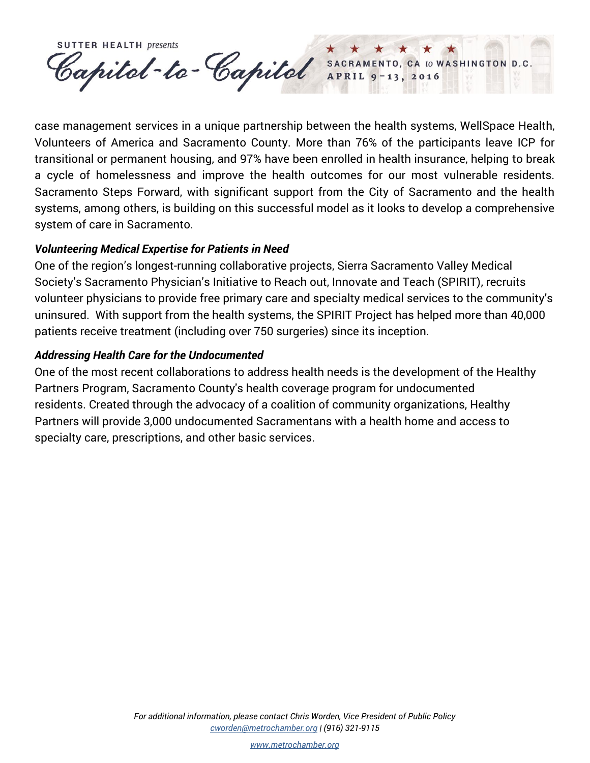case management services in a unique partnership between the health systems, WellSpace Health, Volunteers of America and Sacramento County. More than 76% of the participants leave ICP for transitional or permanent housing, and 97% have been enrolled in health insurance, helping to break a cycle of homelessness and improve the health outcomes for our most vulnerable residents. Sacramento Steps Forward, with significant support from the City of Sacramento and the health systems, among others, is building on this successful model as it looks to develop a comprehensive system of care in Sacramento.

***Volunteering Medical Expertise for Patients in Need***

One of the region's longest-running collaborative projects, Sierra Sacramento Valley Medical Society's Sacramento Physician's Initiative to Reach out, Innovate and Teach (SPIRIT), recruits volunteer physicians to provide free primary care and specialty medical services to the community's uninsured. With support from the health systems, the SPIRIT Project has helped more than 40,000 patients receive treatment (including over 750 surgeries) since its inception.

***Addressing Health Care for the Undocumented***

One of the most recent collaborations to address health needs is the development of the Healthy Partners Program, Sacramento County's health coverage program for undocumented residents. Created through the advocacy of a coalition of community organizations, Healthy Partners will provide 3,000 undocumented Sacramentans with a health home and access to specialty care, prescriptions, and other basic services.

*For additional information, please contact Chris Worden, Vice President of Public Policy*
*cworden@metrochamber.org | (916) 321-9115*

*www.metrochamber.org*